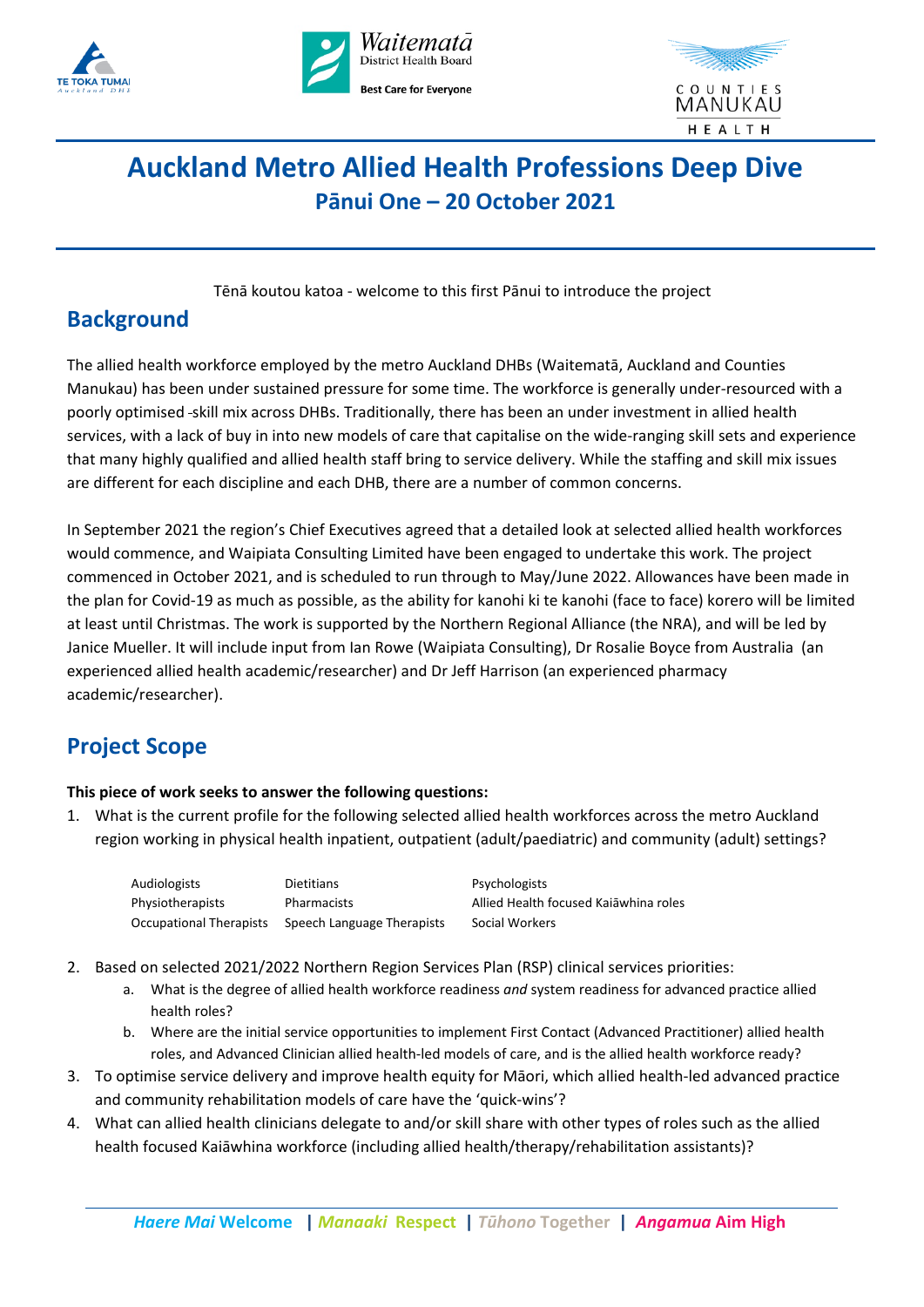# Auckland Metro Allied Health Professions Deep Dive

## Pānui One – 20 October 2021

Tēnā koutou katoa - welcome to this first Pānui to introduce the project

## Background

The allied health workforce employed by the metro Auckland DHBs (Waitematā, Auckland and Counties Manukau) has been under sustained pressure for some time. The workforce is generally under-resourced with a poorly optimised skill mix across DHBs. Traditionally, there has been an under investment in allied health services, with a lack of buy in into new models of care that capitalise on the wide-ranging skill sets and experience that many highly qualified and allied health staff bring to service delivery. While the staffing and skill mix issues are different for each discipline and each DHB, there are a number of common concerns.

In September 2021 the region's Chief Executives agreed that a detailed look at selected allied health workforces would commence, and Waipiata Consulting Limited have been engaged to undertake this work. The project commenced in October 2021, and is scheduled to run through to May/June 2022. Allowances have been made in the plan for Covid-19 as much as possible, as the ability for kanohi ki te kanohi (face to face) korero will be limited at least until Christmas. The work is supported by the Northern Regional Alliance (the NRA), and will be led by Janice Mueller. It will include input from Ian Rowe (Waipiata Consulting), Dr Rosalie Boyce from Australia (an experienced allied health academic/researcher) and Dr Jeff Harrison (an experienced pharmacy academic/researcher).

## Project Scope

**This piece of work seeks to answer the following questions:**

1. What is the current profile for the following selected allied health workforces across the metro Auckland region working in physical health inpatient, outpatient (adult/paediatric) and community (adult) settings?

   | | | |
   |---|---|---|
   | Audiologists | Dietitians | Psychologists |
   | Physiotherapists | Pharmacists | Allied Health focused Kaiāwhina roles |
   | Occupational Therapists | Speech Language Therapists | Social Workers |

2. Based on selected 2021/2022 Northern Region Services Plan (RSP) clinical services priorities:
   a. What is the degree of allied health workforce readiness *and* system readiness for advanced practice allied health roles?
   b. Where are the initial service opportunities to implement First Contact (Advanced Practitioner) allied health roles, and Advanced Clinician allied health-led models of care, and is the allied health workforce ready?
3. To optimise service delivery and improve health equity for Māori, which allied health-led advanced practice and community rehabilitation models of care have the 'quick-wins'?
4. What can allied health clinicians delegate to and/or skill share with other types of roles such as the allied health focused Kaiāwhina workforce (including allied health/therapy/rehabilitation assistants)?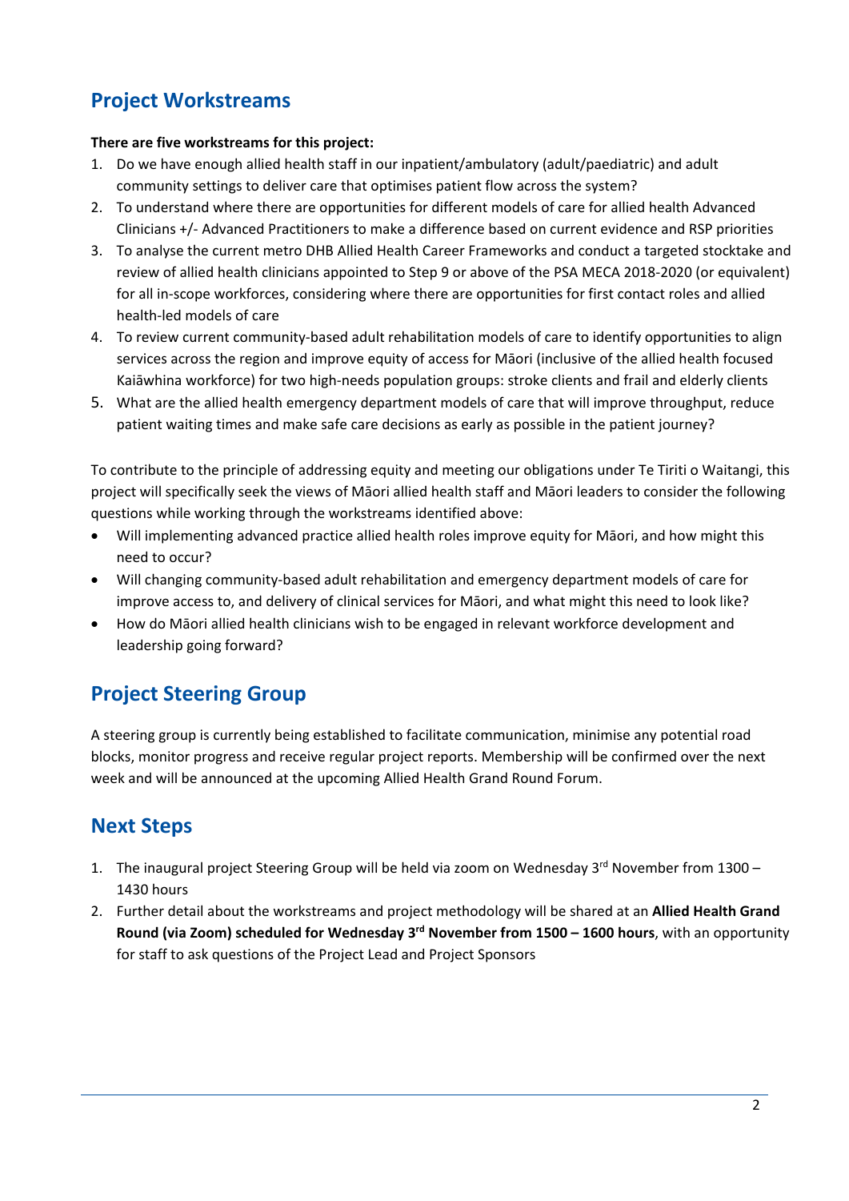## Project Workstreams

**There are five workstreams for this project:**

1. Do we have enough allied health staff in our inpatient/ambulatory (adult/paediatric) and adult community settings to deliver care that optimises patient flow across the system?
2. To understand where there are opportunities for different models of care for allied health Advanced Clinicians +/- Advanced Practitioners to make a difference based on current evidence and RSP priorities
3. To analyse the current metro DHB Allied Health Career Frameworks and conduct a targeted stocktake and review of allied health clinicians appointed to Step 9 or above of the PSA MECA 2018-2020 (or equivalent) for all in-scope workforces, considering where there are opportunities for first contact roles and allied health-led models of care
4. To review current community-based adult rehabilitation models of care to identify opportunities to align services across the region and improve equity of access for Māori (inclusive of the allied health focused Kaiāwhina workforce) for two high-needs population groups: stroke clients and frail and elderly clients
5. What are the allied health emergency department models of care that will improve throughput, reduce patient waiting times and make safe care decisions as early as possible in the patient journey?

To contribute to the principle of addressing equity and meeting our obligations under Te Tiriti o Waitangi, this project will specifically seek the views of Māori allied health staff and Māori leaders to consider the following questions while working through the workstreams identified above:

- Will implementing advanced practice allied health roles improve equity for Māori, and how might this need to occur?
- Will changing community-based adult rehabilitation and emergency department models of care for improve access to, and delivery of clinical services for Māori, and what might this need to look like?
- How do Māori allied health clinicians wish to be engaged in relevant workforce development and leadership going forward?

## Project Steering Group

A steering group is currently being established to facilitate communication, minimise any potential road blocks, monitor progress and receive regular project reports. Membership will be confirmed over the next week and will be announced at the upcoming Allied Health Grand Round Forum.

## Next Steps

1. The inaugural project Steering Group will be held via zoom on Wednesday 3rd November from 1300 – 1430 hours
2. Further detail about the workstreams and project methodology will be shared at an **Allied Health Grand Round (via Zoom) scheduled for Wednesday 3rd November from 1500 – 1600 hours**, with an opportunity for staff to ask questions of the Project Lead and Project Sponsors